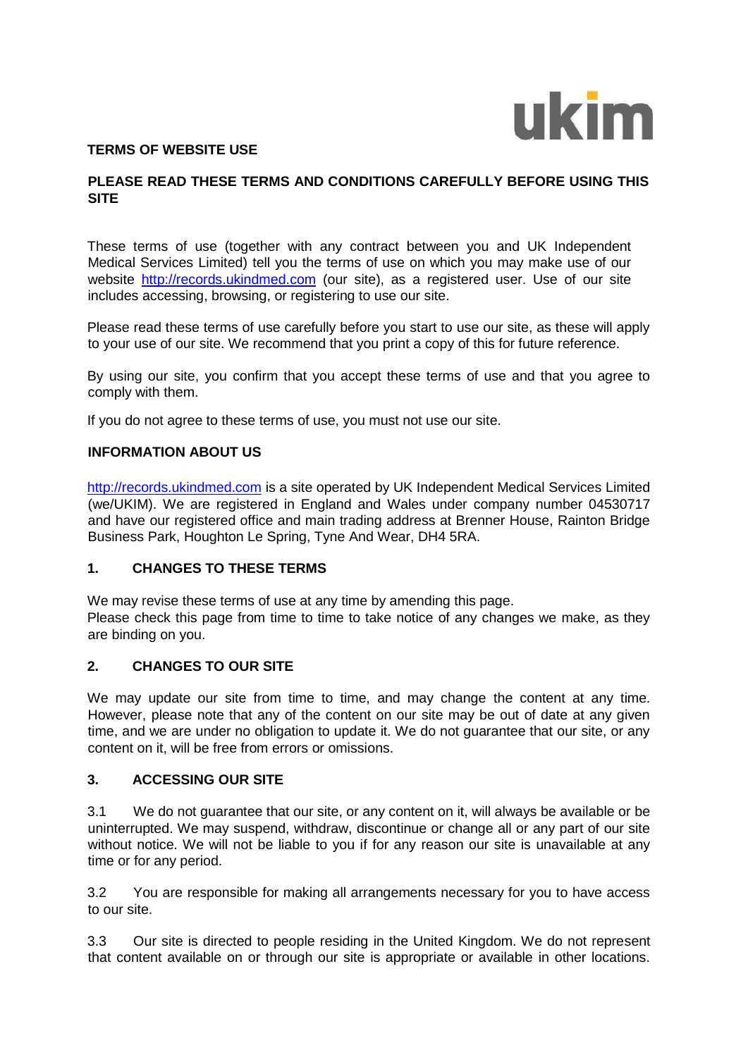ukim

**TERMS OF WEBSITE USE**

**PLEASE READ THESE TERMS AND CONDITIONS CAREFULLY BEFORE USING THIS SITE**

These terms of use (together with any contract between you and UK Independent Medical Services Limited) tell you the terms of use on which you may make use of our website http://records.ukindmed.com (our site), as a registered user. Use of our site includes accessing, browsing, or registering to use our site.

Please read these terms of use carefully before you start to use our site, as these will apply to your use of our site. We recommend that you print a copy of this for future reference.

By using our site, you confirm that you accept these terms of use and that you agree to comply with them.

If you do not agree to these terms of use, you must not use our site.

**INFORMATION ABOUT US**

http://records.ukindmed.com is a site operated by UK Independent Medical Services Limited (we/UKIM). We are registered in England and Wales under company number 04530717 and have our registered office and main trading address at Brenner House, Rainton Bridge Business Park, Houghton Le Spring, Tyne And Wear, DH4 5RA.

**1. CHANGES TO THESE TERMS**

We may revise these terms of use at any time by amending this page.
Please check this page from time to time to take notice of any changes we make, as they are binding on you.

**2. CHANGES TO OUR SITE**

We may update our site from time to time, and may change the content at any time. However, please note that any of the content on our site may be out of date at any given time, and we are under no obligation to update it. We do not guarantee that our site, or any content on it, will be free from errors or omissions.

**3. ACCESSING OUR SITE**

3.1 We do not guarantee that our site, or any content on it, will always be available or be uninterrupted. We may suspend, withdraw, discontinue or change all or any part of our site without notice. We will not be liable to you if for any reason our site is unavailable at any time or for any period.

3.2 You are responsible for making all arrangements necessary for you to have access to our site.

3.3 Our site is directed to people residing in the United Kingdom. We do not represent that content available on or through our site is appropriate or available in other locations.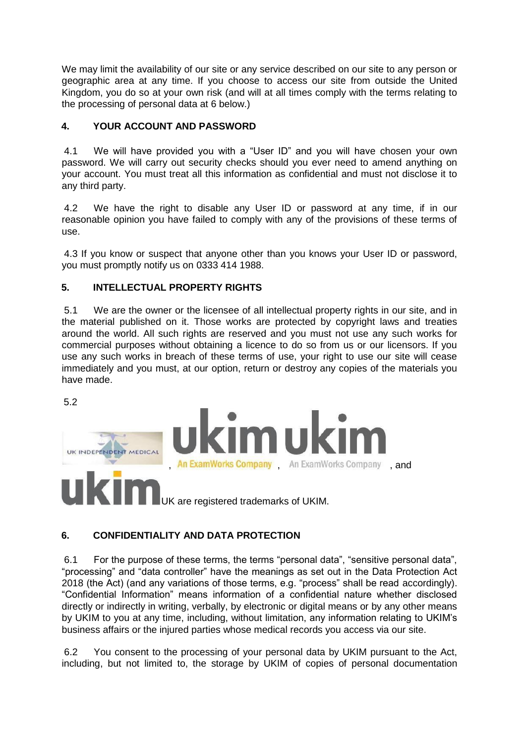We may limit the availability of our site or any service described on our site to any person or geographic area at any time. If you choose to access our site from outside the United Kingdom, you do so at your own risk (and will at all times comply with the terms relating to the processing of personal data at 6 below.)

## 4. YOUR ACCOUNT AND PASSWORD

4.1 We will have provided you with a "User ID" and you will have chosen your own password. We will carry out security checks should you ever need to amend anything on your account. You must treat all this information as confidential and must not disclose it to any third party.

4.2 We have the right to disable any User ID or password at any time, if in our reasonable opinion you have failed to comply with any of the provisions of these terms of use.

4.3 If you know or suspect that anyone other than you knows your User ID or password, you must promptly notify us on 0333 414 1988.

## 5. INTELLECTUAL PROPERTY RIGHTS

5.1 We are the owner or the licensee of all intellectual property rights in our site, and in the material published on it. Those works are protected by copyright laws and treaties around the world. All such rights are reserved and you must not use any such works for commercial purposes without obtaining a licence to do so from us or our licensors. If you use any such works in breach of these terms of use, your right to use our site will cease immediately and you must, at our option, return or destroy any copies of the materials you have made.

5.2 UK INDEPENDENT MEDICAL, ukim An ExamWorks Company, ukim An ExamWorks Company, and ukim UK are registered trademarks of UKIM.

## 6. CONFIDENTIALITY AND DATA PROTECTION

6.1 For the purpose of these terms, the terms "personal data", "sensitive personal data", "processing" and "data controller" have the meanings as set out in the Data Protection Act 2018 (the Act) (and any variations of those terms, e.g. "process" shall be read accordingly). "Confidential Information" means information of a confidential nature whether disclosed directly or indirectly in writing, verbally, by electronic or digital means or by any other means by UKIM to you at any time, including, without limitation, any information relating to UKIM's business affairs or the injured parties whose medical records you access via our site.

6.2 You consent to the processing of your personal data by UKIM pursuant to the Act, including, but not limited to, the storage by UKIM of copies of personal documentation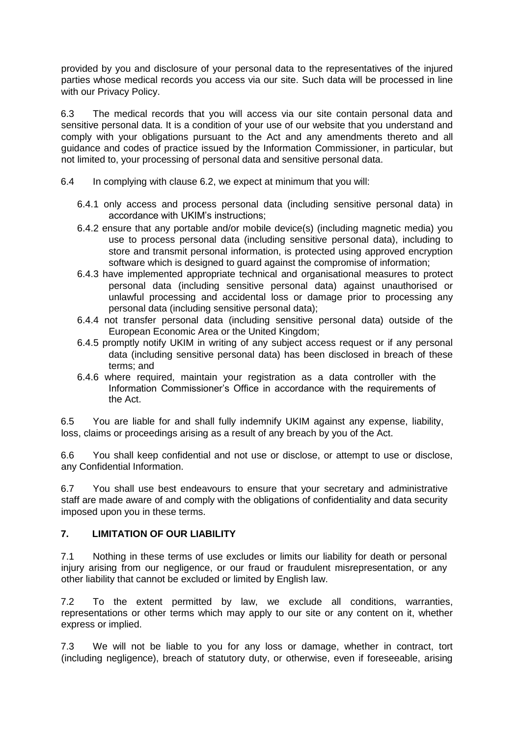provided by you and disclosure of your personal data to the representatives of the injured parties whose medical records you access via our site. Such data will be processed in line with our Privacy Policy.

6.3 The medical records that you will access via our site contain personal data and sensitive personal data. It is a condition of your use of our website that you understand and comply with your obligations pursuant to the Act and any amendments thereto and all guidance and codes of practice issued by the Information Commissioner, in particular, but not limited to, your processing of personal data and sensitive personal data.

6.4 In complying with clause 6.2, we expect at minimum that you will:

- 6.4.1 only access and process personal data (including sensitive personal data) in accordance with UKIM's instructions;
- 6.4.2 ensure that any portable and/or mobile device(s) (including magnetic media) you use to process personal data (including sensitive personal data), including to store and transmit personal information, is protected using approved encryption software which is designed to guard against the compromise of information;
- 6.4.3 have implemented appropriate technical and organisational measures to protect personal data (including sensitive personal data) against unauthorised or unlawful processing and accidental loss or damage prior to processing any personal data (including sensitive personal data);
- 6.4.4 not transfer personal data (including sensitive personal data) outside of the European Economic Area or the United Kingdom;
- 6.4.5 promptly notify UKIM in writing of any subject access request or if any personal data (including sensitive personal data) has been disclosed in breach of these terms; and
- 6.4.6 where required, maintain your registration as a data controller with the Information Commissioner's Office in accordance with the requirements of the Act.

6.5 You are liable for and shall fully indemnify UKIM against any expense, liability, loss, claims or proceedings arising as a result of any breach by you of the Act.

6.6 You shall keep confidential and not use or disclose, or attempt to use or disclose, any Confidential Information.

6.7 You shall use best endeavours to ensure that your secretary and administrative staff are made aware of and comply with the obligations of confidentiality and data security imposed upon you in these terms.

## 7. LIMITATION OF OUR LIABILITY

7.1 Nothing in these terms of use excludes or limits our liability for death or personal injury arising from our negligence, or our fraud or fraudulent misrepresentation, or any other liability that cannot be excluded or limited by English law.

7.2 To the extent permitted by law, we exclude all conditions, warranties, representations or other terms which may apply to our site or any content on it, whether express or implied.

7.3 We will not be liable to you for any loss or damage, whether in contract, tort (including negligence), breach of statutory duty, or otherwise, even if foreseeable, arising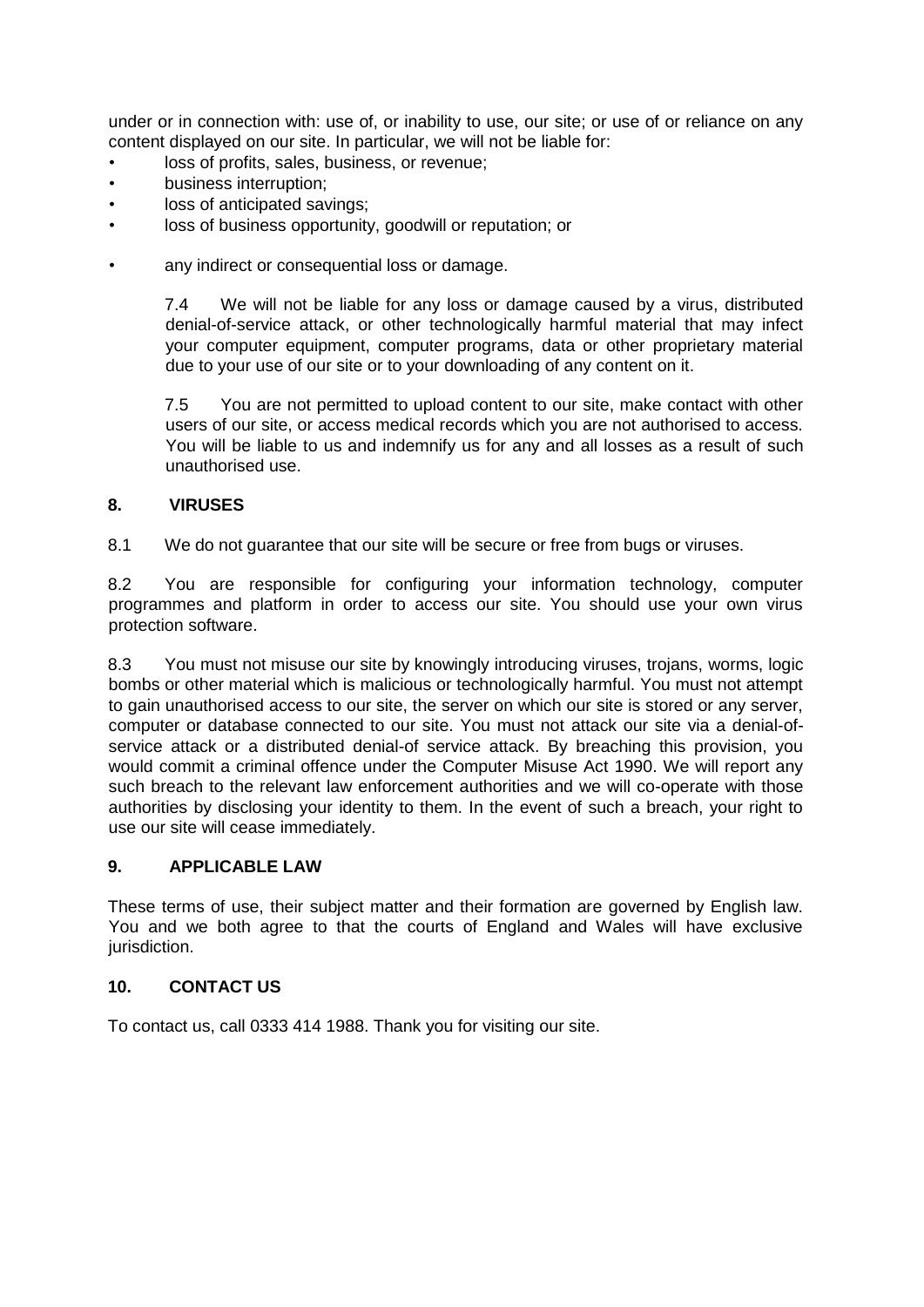under or in connection with: use of, or inability to use, our site; or use of or reliance on any content displayed on our site. In particular, we will not be liable for:

- loss of profits, sales, business, or revenue;
- business interruption;
- loss of anticipated savings;
- loss of business opportunity, goodwill or reputation; or
- any indirect or consequential loss or damage.

7.4 We will not be liable for any loss or damage caused by a virus, distributed denial-of-service attack, or other technologically harmful material that may infect your computer equipment, computer programs, data or other proprietary material due to your use of our site or to your downloading of any content on it.

7.5 You are not permitted to upload content to our site, make contact with other users of our site, or access medical records which you are not authorised to access. You will be liable to us and indemnify us for any and all losses as a result of such unauthorised use.

## 8. VIRUSES

8.1 We do not guarantee that our site will be secure or free from bugs or viruses.

8.2 You are responsible for configuring your information technology, computer programmes and platform in order to access our site. You should use your own virus protection software.

8.3 You must not misuse our site by knowingly introducing viruses, trojans, worms, logic bombs or other material which is malicious or technologically harmful. You must not attempt to gain unauthorised access to our site, the server on which our site is stored or any server, computer or database connected to our site. You must not attack our site via a denial-of-service attack or a distributed denial-of service attack. By breaching this provision, you would commit a criminal offence under the Computer Misuse Act 1990. We will report any such breach to the relevant law enforcement authorities and we will co-operate with those authorities by disclosing your identity to them. In the event of such a breach, your right to use our site will cease immediately.

## 9. APPLICABLE LAW

These terms of use, their subject matter and their formation are governed by English law. You and we both agree to that the courts of England and Wales will have exclusive jurisdiction.

## 10. CONTACT US

To contact us, call 0333 414 1988. Thank you for visiting our site.